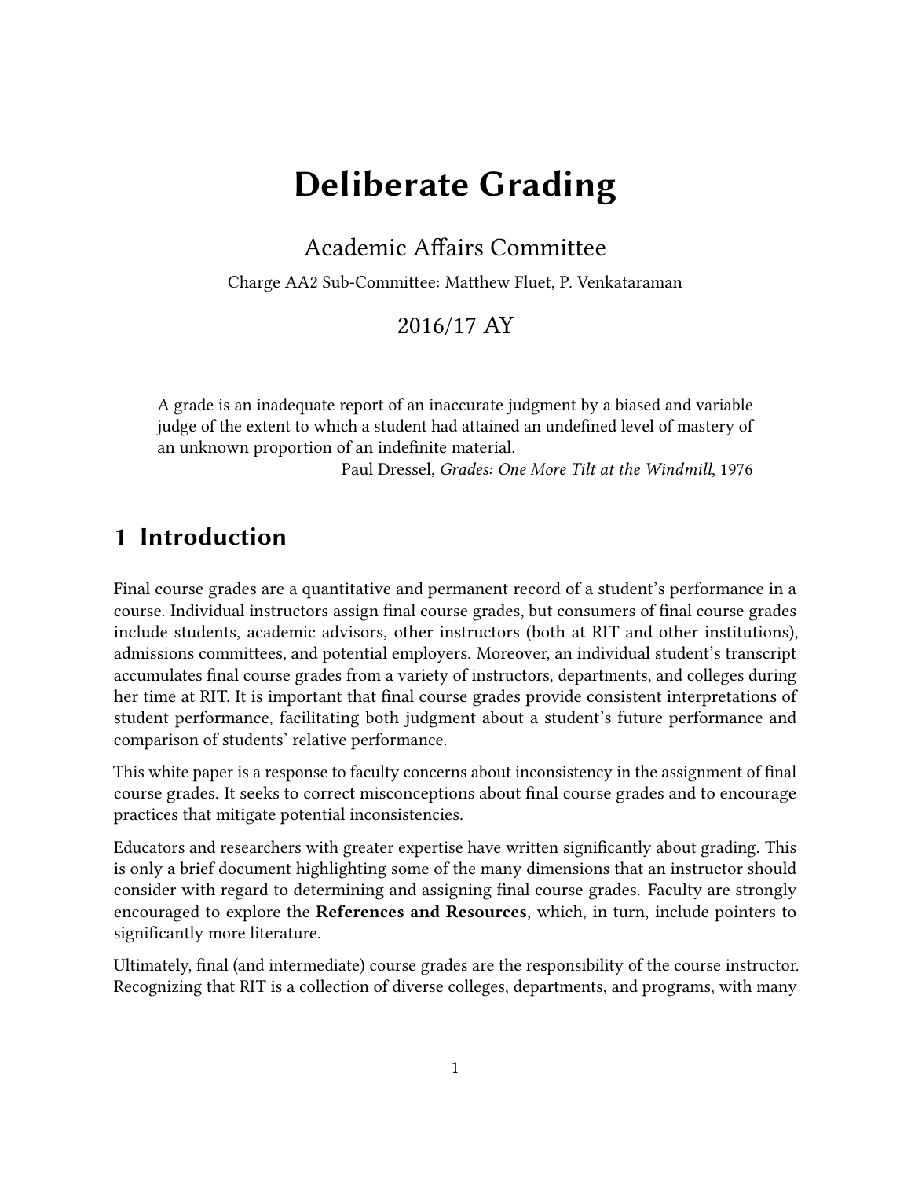# Deliberate Grading

Academic Affairs Committee

Charge AA2 Sub-Committee: Matthew Fluet, P. Venkataraman

2016/17 AY

> A grade is an inadequate report of an inaccurate judgment by a biased and variable judge of the extent to which a student had attained an undefined level of mastery of an unknown proportion of an indefinite material.
>
> Paul Dressel, *Grades: One More Tilt at the Windmill*, 1976

## 1 Introduction

Final course grades are a quantitative and permanent record of a student's performance in a course. Individual instructors assign final course grades, but consumers of final course grades include students, academic advisors, other instructors (both at RIT and other institutions), admissions committees, and potential employers. Moreover, an individual student's transcript accumulates final course grades from a variety of instructors, departments, and colleges during her time at RIT. It is important that final course grades provide consistent interpretations of student performance, facilitating both judgment about a student's future performance and comparison of students' relative performance.

This white paper is a response to faculty concerns about inconsistency in the assignment of final course grades. It seeks to correct misconceptions about final course grades and to encourage practices that mitigate potential inconsistencies.

Educators and researchers with greater expertise have written significantly about grading. This is only a brief document highlighting some of the many dimensions that an instructor should consider with regard to determining and assigning final course grades. Faculty are strongly encouraged to explore the **References and Resources**, which, in turn, include pointers to significantly more literature.

Ultimately, final (and intermediate) course grades are the responsibility of the course instructor. Recognizing that RIT is a collection of diverse colleges, departments, and programs, with many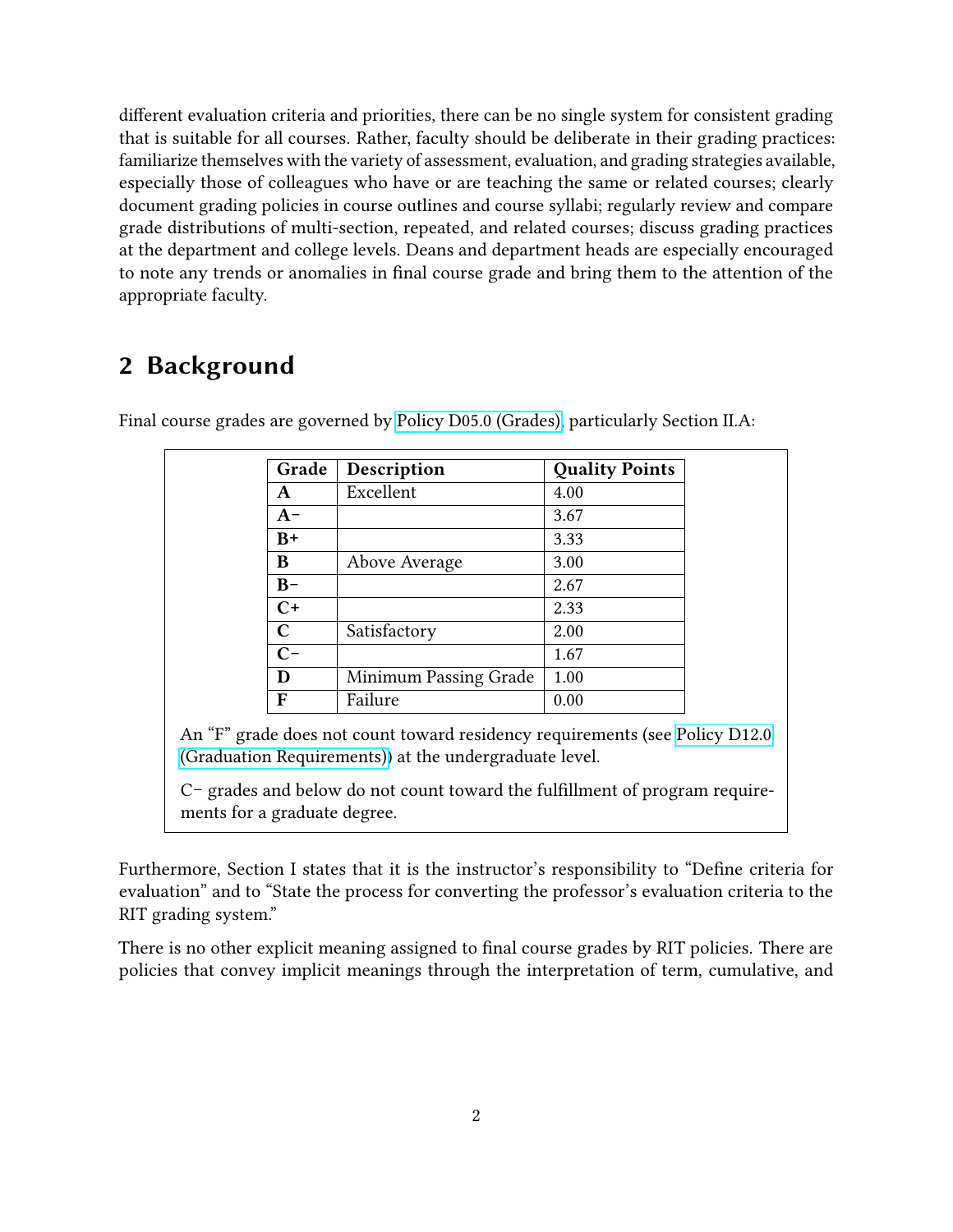different evaluation criteria and priorities, there can be no single system for consistent grading that is suitable for all courses. Rather, faculty should be deliberate in their grading practices: familiarize themselves with the variety of assessment, evaluation, and grading strategies available, especially those of colleagues who have or are teaching the same or related courses; clearly document grading policies in course outlines and course syllabi; regularly review and compare grade distributions of multi-section, repeated, and related courses; discuss grading practices at the department and college levels. Deans and department heads are especially encouraged to note any trends or anomalies in final course grade and bring them to the attention of the appropriate faculty.

## 2 Background

Final course grades are governed by Policy D05.0 (Grades), particularly Section II.A:

> | Grade | Description | Quality Points |
> |---|---|---|
> | **A** | Excellent | 4.00 |
> | **A−** | | 3.67 |
> | **B+** | | 3.33 |
> | **B** | Above Average | 3.00 |
> | **B−** | | 2.67 |
> | **C+** | | 2.33 |
> | **C** | Satisfactory | 2.00 |
> | **C−** | | 1.67 |
> | **D** | Minimum Passing Grade | 1.00 |
> | **F** | Failure | 0.00 |
>
> An "F" grade does not count toward residency requirements (see Policy D12.0 (Graduation Requirements)) at the undergraduate level.
>
> C− grades and below do not count toward the fulfillment of program requirements for a graduate degree.

Furthermore, Section I states that it is the instructor's responsibility to "Define criteria for evaluation" and to "State the process for converting the professor's evaluation criteria to the RIT grading system."

There is no other explicit meaning assigned to final course grades by RIT policies. There are policies that convey implicit meanings through the interpretation of term, cumulative, and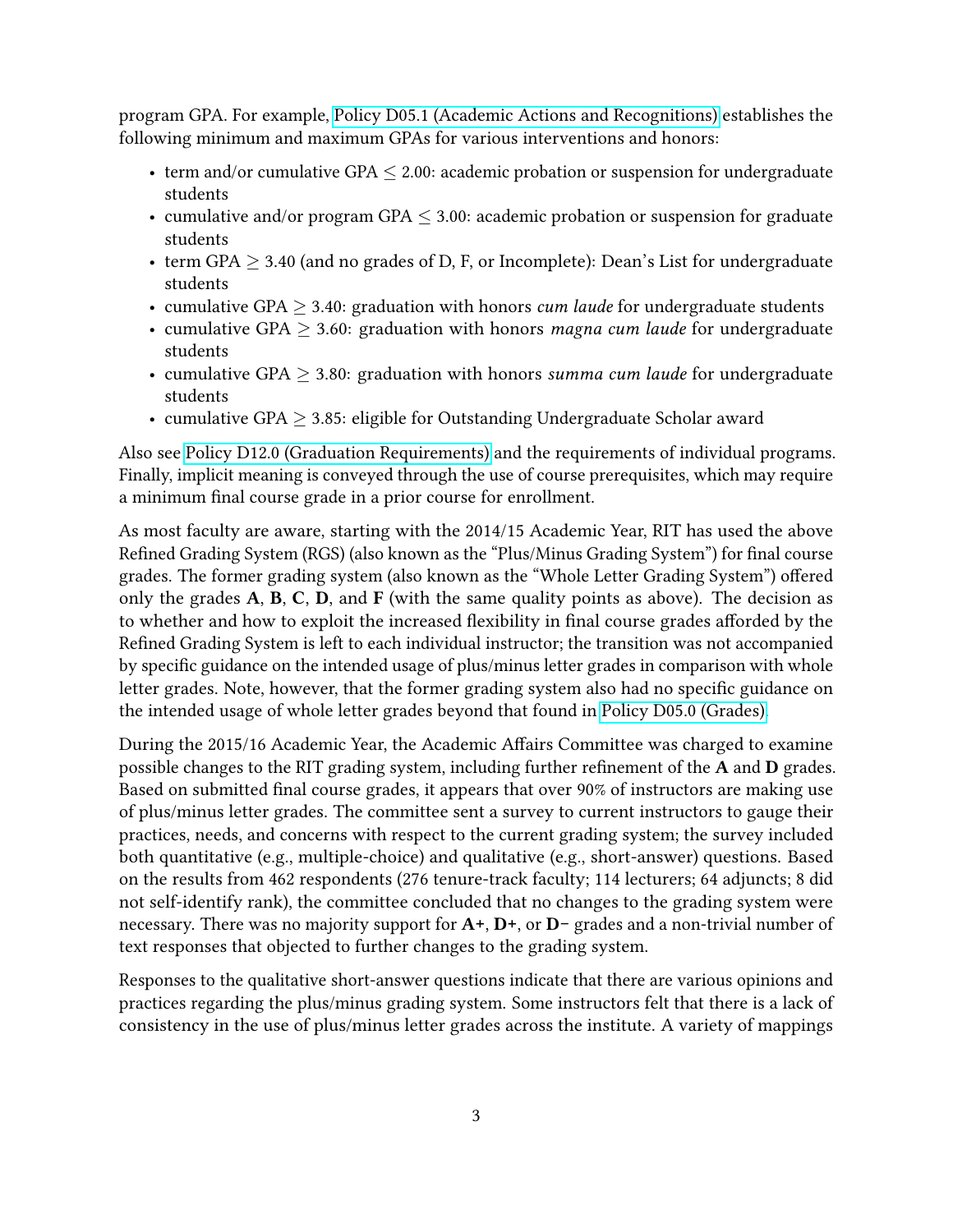program GPA. For example, Policy D05.1 (Academic Actions and Recognitions) establishes the following minimum and maximum GPAs for various interventions and honors:

- term and/or cumulative GPA $\leq$ 2.00: academic probation or suspension for undergraduate students
- cumulative and/or program GPA $\leq$ 3.00: academic probation or suspension for graduate students
- term GPA $\geq$ 3.40 (and no grades of D, F, or Incomplete): Dean's List for undergraduate students
- cumulative GPA $\geq$ 3.40: graduation with honors *cum laude* for undergraduate students
- cumulative GPA $\geq$ 3.60: graduation with honors *magna cum laude* for undergraduate students
- cumulative GPA $\geq$ 3.80: graduation with honors *summa cum laude* for undergraduate students
- cumulative GPA $\geq$ 3.85: eligible for Outstanding Undergraduate Scholar award

Also see Policy D12.0 (Graduation Requirements) and the requirements of individual programs. Finally, implicit meaning is conveyed through the use of course prerequisites, which may require a minimum final course grade in a prior course for enrollment.

As most faculty are aware, starting with the 2014/15 Academic Year, RIT has used the above Refined Grading System (RGS) (also known as the "Plus/Minus Grading System") for final course grades. The former grading system (also known as the "Whole Letter Grading System") offered only the grades **A**, **B**, **C**, **D**, and **F** (with the same quality points as above). The decision as to whether and how to exploit the increased flexibility in final course grades afforded by the Refined Grading System is left to each individual instructor; the transition was not accompanied by specific guidance on the intended usage of plus/minus letter grades in comparison with whole letter grades. Note, however, that the former grading system also had no specific guidance on the intended usage of whole letter grades beyond that found in Policy D05.0 (Grades).

During the 2015/16 Academic Year, the Academic Affairs Committee was charged to examine possible changes to the RIT grading system, including further refinement of the **A** and **D** grades. Based on submitted final course grades, it appears that over 90% of instructors are making use of plus/minus letter grades. The committee sent a survey to current instructors to gauge their practices, needs, and concerns with respect to the current grading system; the survey included both quantitative (e.g., multiple-choice) and qualitative (e.g., short-answer) questions. Based on the results from 462 respondents (276 tenure-track faculty; 114 lecturers; 64 adjuncts; 8 did not self-identify rank), the committee concluded that no changes to the grading system were necessary. There was no majority support for **A+**, **D+**, or **D−** grades and a non-trivial number of text responses that objected to further changes to the grading system.

Responses to the qualitative short-answer questions indicate that there are various opinions and practices regarding the plus/minus grading system. Some instructors felt that there is a lack of consistency in the use of plus/minus letter grades across the institute. A variety of mappings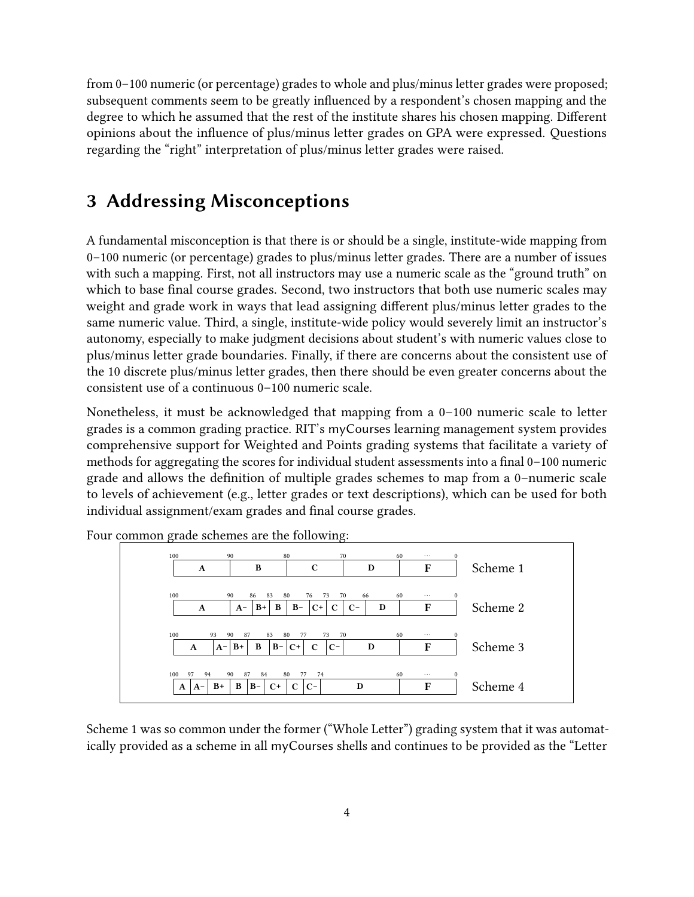from 0–100 numeric (or percentage) grades to whole and plus/minus letter grades were proposed; subsequent comments seem to be greatly influenced by a respondent's chosen mapping and the degree to which he assumed that the rest of the institute shares his chosen mapping. Different opinions about the influence of plus/minus letter grades on GPA were expressed. Questions regarding the "right" interpretation of plus/minus letter grades were raised.

## 3 Addressing Misconceptions

A fundamental misconception is that there is or should be a single, institute-wide mapping from 0–100 numeric (or percentage) grades to plus/minus letter grades. There are a number of issues with such a mapping. First, not all instructors may use a numeric scale as the "ground truth" on which to base final course grades. Second, two instructors that both use numeric scales may weight and grade work in ways that lead assigning different plus/minus letter grades to the same numeric value. Third, a single, institute-wide policy would severely limit an instructor's autonomy, especially to make judgment decisions about student's with numeric values close to plus/minus letter grade boundaries. Finally, if there are concerns about the consistent use of the 10 discrete plus/minus letter grades, then there should be even greater concerns about the consistent use of a continuous 0–100 numeric scale.

Nonetheless, it must be acknowledged that mapping from a 0–100 numeric scale to letter grades is a common grading practice. RIT's myCourses learning management system provides comprehensive support for Weighted and Points grading systems that facilitate a variety of methods for aggregating the scores for individual student assessments into a final 0–100 numeric grade and allows the definition of multiple grades schemes to map from a 0–numeric scale to levels of achievement (e.g., letter grades or text descriptions), which can be used for both individual assignment/exam grades and final course grades.

Four common grade schemes are the following:

| Grade | Scheme 1 | Scheme 2 | Scheme 3 | Scheme 4 |
|---|---|---|---|---|
| A | 100–90 | 100–90 | 100–93 | 100–97 |
| A− | | 90–86 | 93–90 | 97–94 |
| B+ | | 86–83 | 90–87 | 94–90 |
| B | 90–80 | 83–80 | 87–83 | 90–87 |
| B− | | 80–76 | 83–80 | 87–84 |
| C+ | | 76–73 | 80–77 | 84–80 |
| C | 80–70 | 73–70 | 77–73 | 80–77 |
| C− | | 70–66 | 73–70 | 77–74 |
| D | 70–60 | 66–60 | 70–60 | 74–60 |
| F | 60–0 | 60–0 | 60–0 | 60–0 |

Scheme 1 was so common under the former ("Whole Letter") grading system that it was automatically provided as a scheme in all myCourses shells and continues to be provided as the "Letter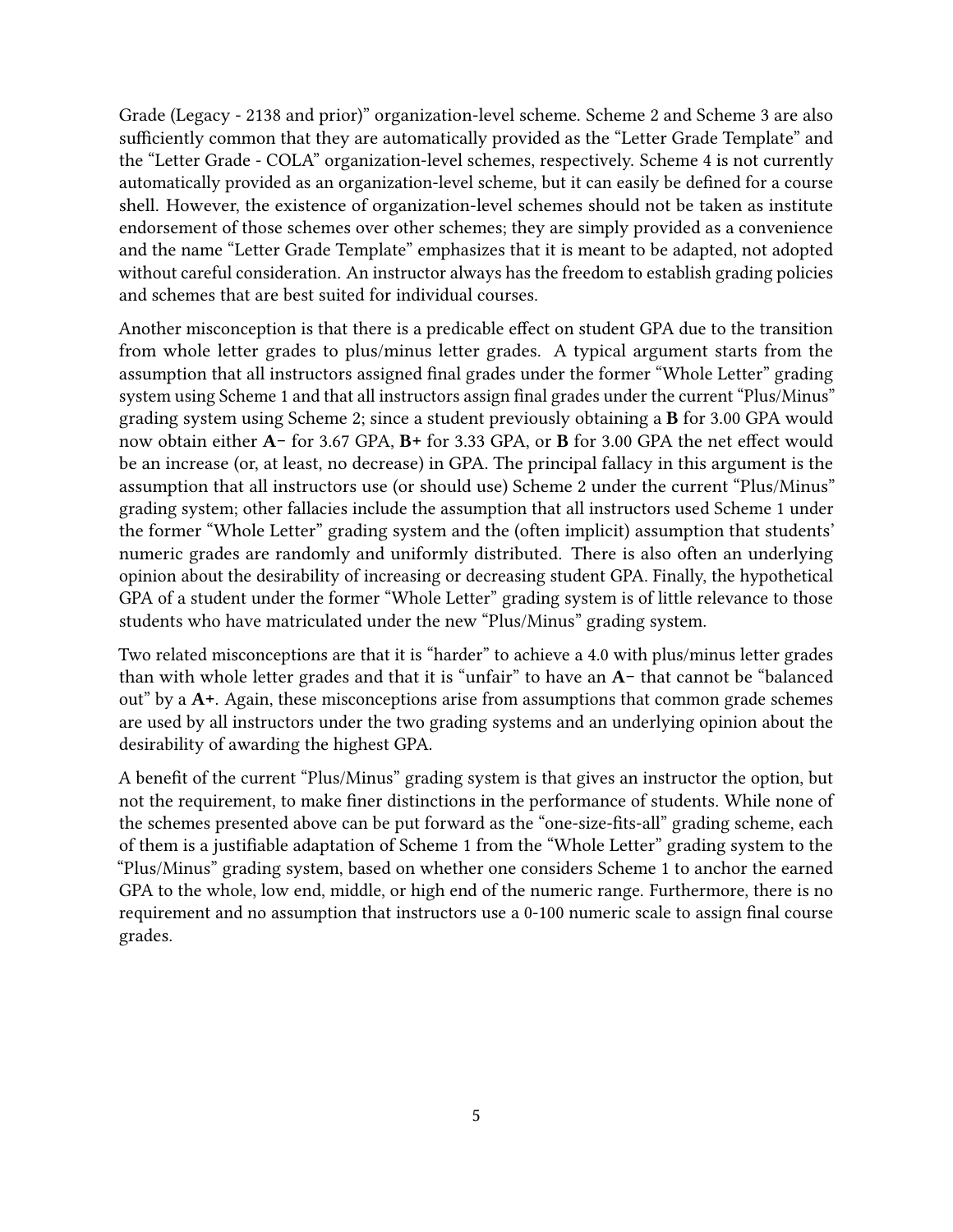Grade (Legacy - 2138 and prior)" organization-level scheme. Scheme 2 and Scheme 3 are also sufficiently common that they are automatically provided as the "Letter Grade Template" and the "Letter Grade - COLA" organization-level schemes, respectively. Scheme 4 is not currently automatically provided as an organization-level scheme, but it can easily be defined for a course shell. However, the existence of organization-level schemes should not be taken as institute endorsement of those schemes over other schemes; they are simply provided as a convenience and the name "Letter Grade Template" emphasizes that it is meant to be adapted, not adopted without careful consideration. An instructor always has the freedom to establish grading policies and schemes that are best suited for individual courses.

Another misconception is that there is a predicable effect on student GPA due to the transition from whole letter grades to plus/minus letter grades. A typical argument starts from the assumption that all instructors assigned final grades under the former "Whole Letter" grading system using Scheme 1 and that all instructors assign final grades under the current "Plus/Minus" grading system using Scheme 2; since a student previously obtaining a **B** for 3.00 GPA would now obtain either **A−** for 3.67 GPA, **B+** for 3.33 GPA, or **B** for 3.00 GPA the net effect would be an increase (or, at least, no decrease) in GPA. The principal fallacy in this argument is the assumption that all instructors use (or should use) Scheme 2 under the current "Plus/Minus" grading system; other fallacies include the assumption that all instructors used Scheme 1 under the former "Whole Letter" grading system and the (often implicit) assumption that students' numeric grades are randomly and uniformly distributed. There is also often an underlying opinion about the desirability of increasing or decreasing student GPA. Finally, the hypothetical GPA of a student under the former "Whole Letter" grading system is of little relevance to those students who have matriculated under the new "Plus/Minus" grading system.

Two related misconceptions are that it is "harder" to achieve a 4.0 with plus/minus letter grades than with whole letter grades and that it is "unfair" to have an **A−** that cannot be "balanced out" by a **A+**. Again, these misconceptions arise from assumptions that common grade schemes are used by all instructors under the two grading systems and an underlying opinion about the desirability of awarding the highest GPA.

A benefit of the current "Plus/Minus" grading system is that gives an instructor the option, but not the requirement, to make finer distinctions in the performance of students. While none of the schemes presented above can be put forward as the "one-size-fits-all" grading scheme, each of them is a justifiable adaptation of Scheme 1 from the "Whole Letter" grading system to the "Plus/Minus" grading system, based on whether one considers Scheme 1 to anchor the earned GPA to the whole, low end, middle, or high end of the numeric range. Furthermore, there is no requirement and no assumption that instructors use a 0-100 numeric scale to assign final course grades.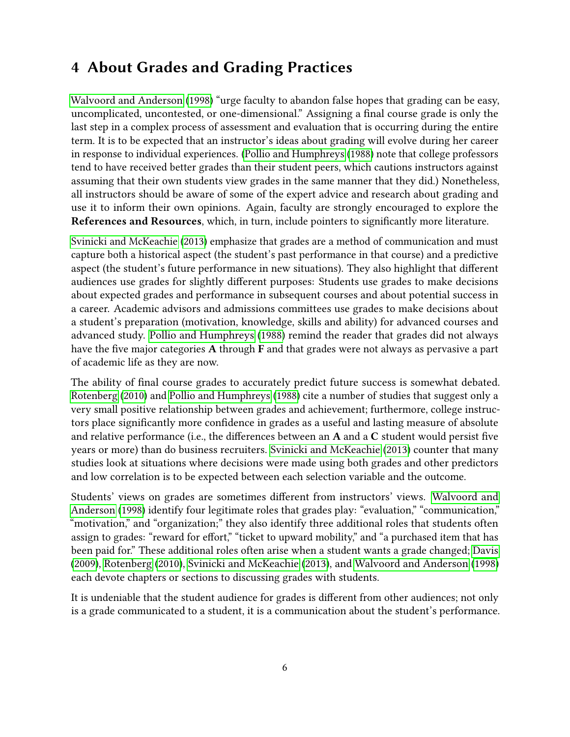## 4 About Grades and Grading Practices

Walvoord and Anderson (1998) "urge faculty to abandon false hopes that grading can be easy, uncomplicated, uncontested, or one-dimensional." Assigning a final course grade is only the last step in a complex process of assessment and evaluation that is occurring during the entire term. It is to be expected that an instructor's ideas about grading will evolve during her career in response to individual experiences. (Pollio and Humphreys (1988) note that college professors tend to have received better grades than their student peers, which cautions instructors against assuming that their own students view grades in the same manner that they did.) Nonetheless, all instructors should be aware of some of the expert advice and research about grading and use it to inform their own opinions. Again, faculty are strongly encouraged to explore the **References and Resources**, which, in turn, include pointers to significantly more literature.

Svinicki and McKeachie (2013) emphasize that grades are a method of communication and must capture both a historical aspect (the student's past performance in that course) and a predictive aspect (the student's future performance in new situations). They also highlight that different audiences use grades for slightly different purposes: Students use grades to make decisions about expected grades and performance in subsequent courses and about potential success in a career. Academic advisors and admissions committees use grades to make decisions about a student's preparation (motivation, knowledge, skills and ability) for advanced courses and advanced study. Pollio and Humphreys (1988) remind the reader that grades did not always have the five major categories **A** through **F** and that grades were not always as pervasive a part of academic life as they are now.

The ability of final course grades to accurately predict future success is somewhat debated. Rotenberg (2010) and Pollio and Humphreys (1988) cite a number of studies that suggest only a very small positive relationship between grades and achievement; furthermore, college instructors place significantly more confidence in grades as a useful and lasting measure of absolute and relative performance (i.e., the differences between an **A** and a **C** student would persist five years or more) than do business recruiters. Svinicki and McKeachie (2013) counter that many studies look at situations where decisions were made using both grades and other predictors and low correlation is to be expected between each selection variable and the outcome.

Students' views on grades are sometimes different from instructors' views. Walvoord and Anderson (1998) identify four legitimate roles that grades play: "evaluation," "communication," "motivation," and "organization;" they also identify three additional roles that students often assign to grades: "reward for effort," "ticket to upward mobility," and "a purchased item that has been paid for." These additional roles often arise when a student wants a grade changed; Davis (2009), Rotenberg (2010), Svinicki and McKeachie (2013), and Walvoord and Anderson (1998) each devote chapters or sections to discussing grades with students.

It is undeniable that the student audience for grades is different from other audiences; not only is a grade communicated to a student, it is a communication about the student's performance.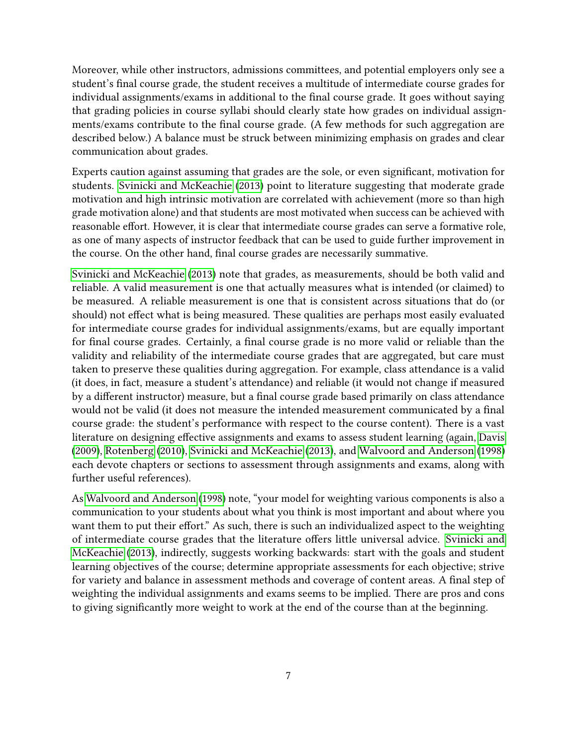Moreover, while other instructors, admissions committees, and potential employers only see a student's final course grade, the student receives a multitude of intermediate course grades for individual assignments/exams in additional to the final course grade. It goes without saying that grading policies in course syllabi should clearly state how grades on individual assignments/exams contribute to the final course grade. (A few methods for such aggregation are described below.) A balance must be struck between minimizing emphasis on grades and clear communication about grades.

Experts caution against assuming that grades are the sole, or even significant, motivation for students. Svinicki and McKeachie (2013) point to literature suggesting that moderate grade motivation and high intrinsic motivation are correlated with achievement (more so than high grade motivation alone) and that students are most motivated when success can be achieved with reasonable effort. However, it is clear that intermediate course grades can serve a formative role, as one of many aspects of instructor feedback that can be used to guide further improvement in the course. On the other hand, final course grades are necessarily summative.

Svinicki and McKeachie (2013) note that grades, as measurements, should be both valid and reliable. A valid measurement is one that actually measures what is intended (or claimed) to be measured. A reliable measurement is one that is consistent across situations that do (or should) not effect what is being measured. These qualities are perhaps most easily evaluated for intermediate course grades for individual assignments/exams, but are equally important for final course grades. Certainly, a final course grade is no more valid or reliable than the validity and reliability of the intermediate course grades that are aggregated, but care must taken to preserve these qualities during aggregation. For example, class attendance is a valid (it does, in fact, measure a student's attendance) and reliable (it would not change if measured by a different instructor) measure, but a final course grade based primarily on class attendance would not be valid (it does not measure the intended measurement communicated by a final course grade: the student's performance with respect to the course content). There is a vast literature on designing effective assignments and exams to assess student learning (again, Davis (2009), Rotenberg (2010), Svinicki and McKeachie (2013), and Walvoord and Anderson (1998) each devote chapters or sections to assessment through assignments and exams, along with further useful references).

As Walvoord and Anderson (1998) note, "your model for weighting various components is also a communication to your students about what you think is most important and about where you want them to put their effort." As such, there is such an individualized aspect to the weighting of intermediate course grades that the literature offers little universal advice. Svinicki and McKeachie (2013), indirectly, suggests working backwards: start with the goals and student learning objectives of the course; determine appropriate assessments for each objective; strive for variety and balance in assessment methods and coverage of content areas. A final step of weighting the individual assignments and exams seems to be implied. There are pros and cons to giving significantly more weight to work at the end of the course than at the beginning.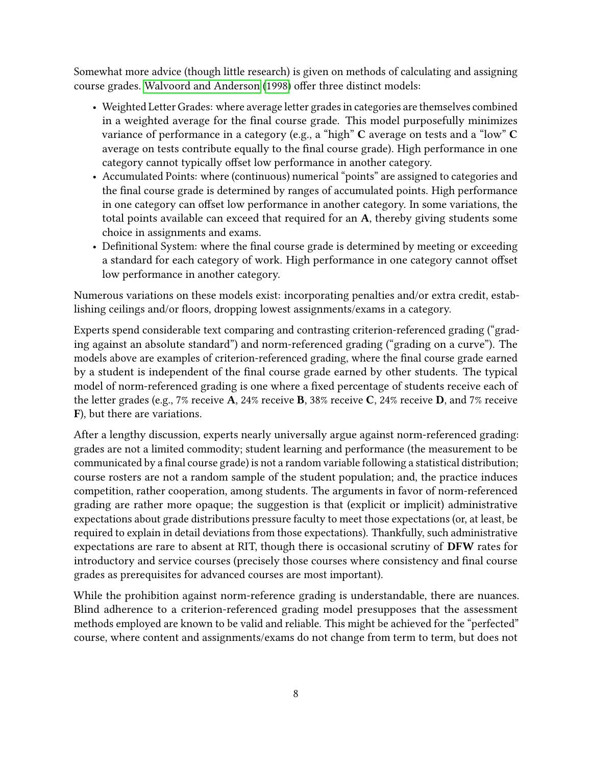Somewhat more advice (though little research) is given on methods of calculating and assigning course grades. Walvoord and Anderson (1998) offer three distinct models:

- Weighted Letter Grades: where average letter grades in categories are themselves combined in a weighted average for the final course grade. This model purposefully minimizes variance of performance in a category (e.g., a "high" **C** average on tests and a "low" **C** average on tests contribute equally to the final course grade). High performance in one category cannot typically offset low performance in another category.
- Accumulated Points: where (continuous) numerical "points" are assigned to categories and the final course grade is determined by ranges of accumulated points. High performance in one category can offset low performance in another category. In some variations, the total points available can exceed that required for an **A**, thereby giving students some choice in assignments and exams.
- Definitional System: where the final course grade is determined by meeting or exceeding a standard for each category of work. High performance in one category cannot offset low performance in another category.

Numerous variations on these models exist: incorporating penalties and/or extra credit, establishing ceilings and/or floors, dropping lowest assignments/exams in a category.

Experts spend considerable text comparing and contrasting criterion-referenced grading ("grading against an absolute standard") and norm-referenced grading ("grading on a curve"). The models above are examples of criterion-referenced grading, where the final course grade earned by a student is independent of the final course grade earned by other students. The typical model of norm-referenced grading is one where a fixed percentage of students receive each of the letter grades (e.g., 7% receive **A**, 24% receive **B**, 38% receive **C**, 24% receive **D**, and 7% receive **F**), but there are variations.

After a lengthy discussion, experts nearly universally argue against norm-referenced grading: grades are not a limited commodity; student learning and performance (the measurement to be communicated by a final course grade) is not a random variable following a statistical distribution; course rosters are not a random sample of the student population; and, the practice induces competition, rather cooperation, among students. The arguments in favor of norm-referenced grading are rather more opaque; the suggestion is that (explicit or implicit) administrative expectations about grade distributions pressure faculty to meet those expectations (or, at least, be required to explain in detail deviations from those expectations). Thankfully, such administrative expectations are rare to absent at RIT, though there is occasional scrutiny of **DFW** rates for introductory and service courses (precisely those courses where consistency and final course grades as prerequisites for advanced courses are most important).

While the prohibition against norm-reference grading is understandable, there are nuances. Blind adherence to a criterion-referenced grading model presupposes that the assessment methods employed are known to be valid and reliable. This might be achieved for the "perfected" course, where content and assignments/exams do not change from term to term, but does not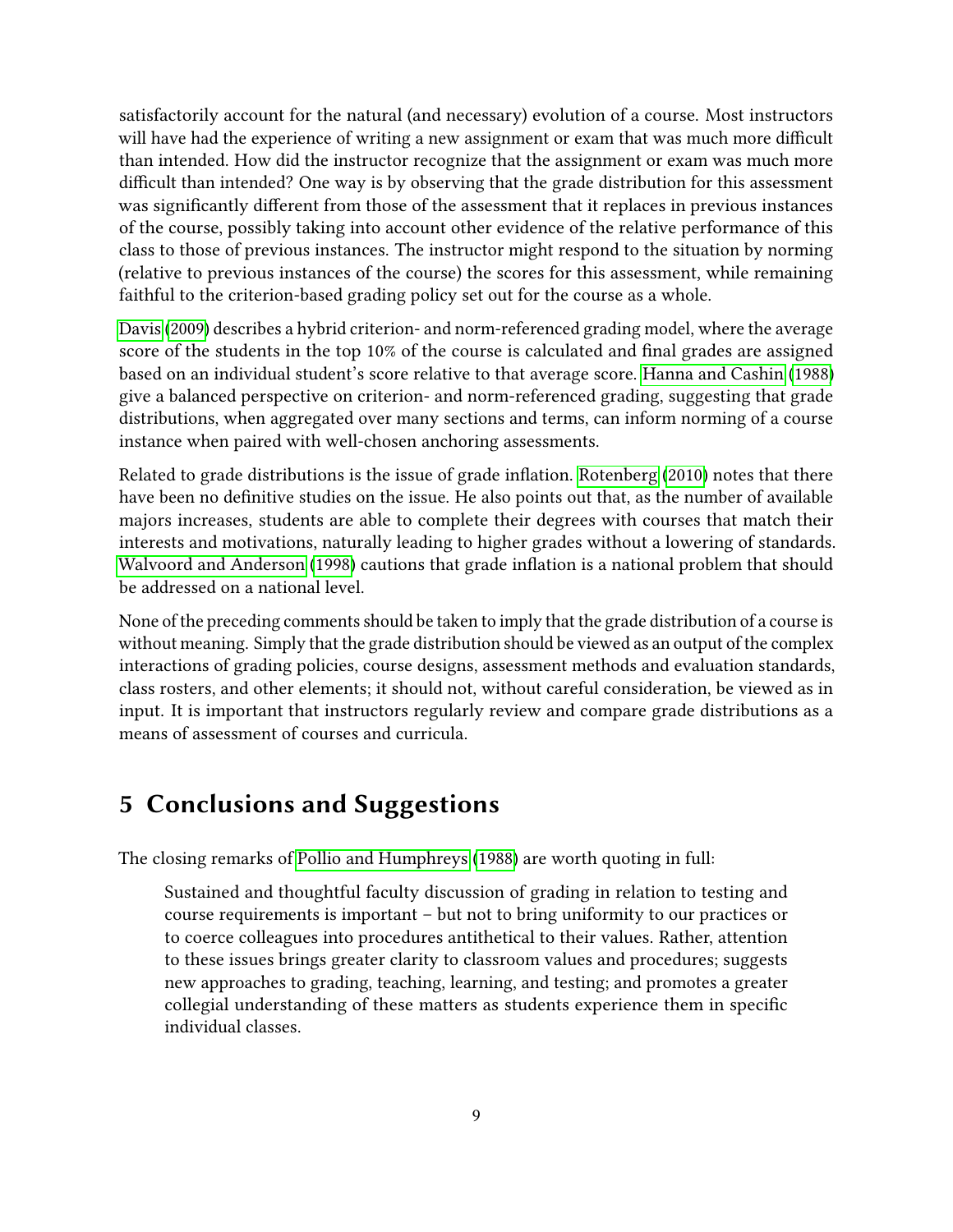satisfactorily account for the natural (and necessary) evolution of a course. Most instructors will have had the experience of writing a new assignment or exam that was much more difficult than intended. How did the instructor recognize that the assignment or exam was much more difficult than intended? One way is by observing that the grade distribution for this assessment was significantly different from those of the assessment that it replaces in previous instances of the course, possibly taking into account other evidence of the relative performance of this class to those of previous instances. The instructor might respond to the situation by norming (relative to previous instances of the course) the scores for this assessment, while remaining faithful to the criterion-based grading policy set out for the course as a whole.

Davis (2009) describes a hybrid criterion- and norm-referenced grading model, where the average score of the students in the top 10% of the course is calculated and final grades are assigned based on an individual student's score relative to that average score. Hanna and Cashin (1988) give a balanced perspective on criterion- and norm-referenced grading, suggesting that grade distributions, when aggregated over many sections and terms, can inform norming of a course instance when paired with well-chosen anchoring assessments.

Related to grade distributions is the issue of grade inflation. Rotenberg (2010) notes that there have been no definitive studies on the issue. He also points out that, as the number of available majors increases, students are able to complete their degrees with courses that match their interests and motivations, naturally leading to higher grades without a lowering of standards. Walvoord and Anderson (1998) cautions that grade inflation is a national problem that should be addressed on a national level.

None of the preceding comments should be taken to imply that the grade distribution of a course is without meaning. Simply that the grade distribution should be viewed as an output of the complex interactions of grading policies, course designs, assessment methods and evaluation standards, class rosters, and other elements; it should not, without careful consideration, be viewed as in input. It is important that instructors regularly review and compare grade distributions as a means of assessment of courses and curricula.

## 5 Conclusions and Suggestions

The closing remarks of Pollio and Humphreys (1988) are worth quoting in full:

> Sustained and thoughtful faculty discussion of grading in relation to testing and course requirements is important – but not to bring uniformity to our practices or to coerce colleagues into procedures antithetical to their values. Rather, attention to these issues brings greater clarity to classroom values and procedures; suggests new approaches to grading, teaching, learning, and testing; and promotes a greater collegial understanding of these matters as students experience them in specific individual classes.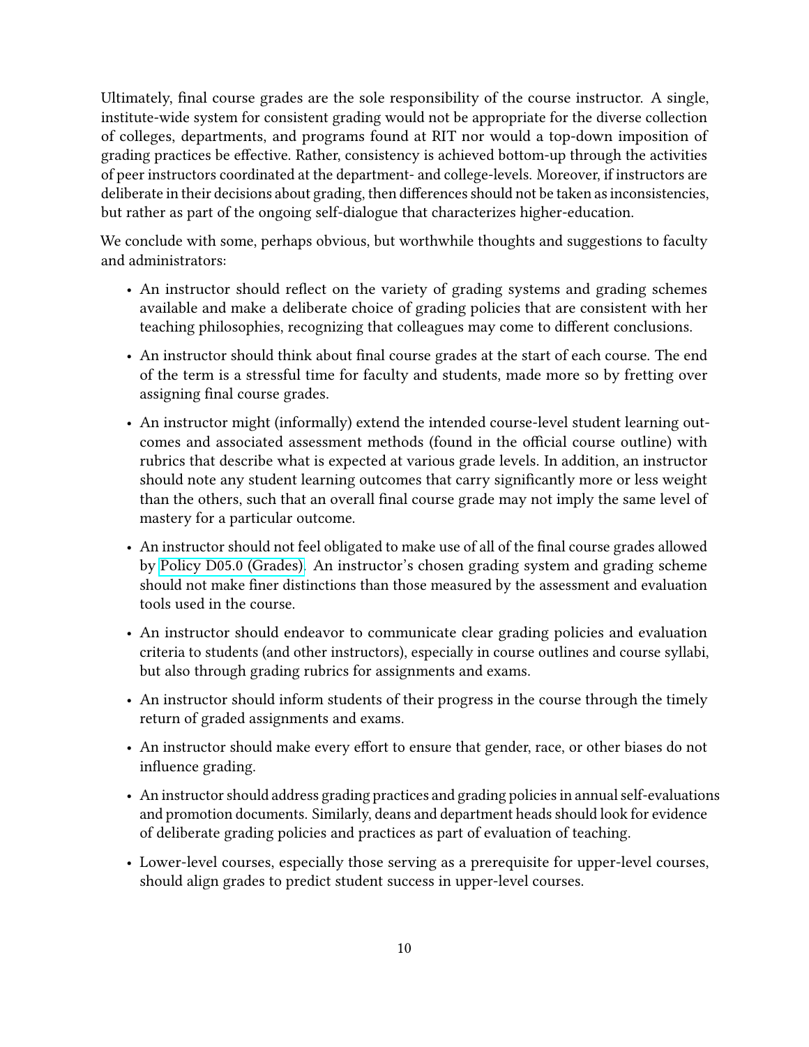Ultimately, final course grades are the sole responsibility of the course instructor. A single, institute-wide system for consistent grading would not be appropriate for the diverse collection of colleges, departments, and programs found at RIT nor would a top-down imposition of grading practices be effective. Rather, consistency is achieved bottom-up through the activities of peer instructors coordinated at the department- and college-levels. Moreover, if instructors are deliberate in their decisions about grading, then differences should not be taken as inconsistencies, but rather as part of the ongoing self-dialogue that characterizes higher-education.

We conclude with some, perhaps obvious, but worthwhile thoughts and suggestions to faculty and administrators:

- An instructor should reflect on the variety of grading systems and grading schemes available and make a deliberate choice of grading policies that are consistent with her teaching philosophies, recognizing that colleagues may come to different conclusions.
- An instructor should think about final course grades at the start of each course. The end of the term is a stressful time for faculty and students, made more so by fretting over assigning final course grades.
- An instructor might (informally) extend the intended course-level student learning outcomes and associated assessment methods (found in the official course outline) with rubrics that describe what is expected at various grade levels. In addition, an instructor should note any student learning outcomes that carry significantly more or less weight than the others, such that an overall final course grade may not imply the same level of mastery for a particular outcome.
- An instructor should not feel obligated to make use of all of the final course grades allowed by Policy D05.0 (Grades). An instructor's chosen grading system and grading scheme should not make finer distinctions than those measured by the assessment and evaluation tools used in the course.
- An instructor should endeavor to communicate clear grading policies and evaluation criteria to students (and other instructors), especially in course outlines and course syllabi, but also through grading rubrics for assignments and exams.
- An instructor should inform students of their progress in the course through the timely return of graded assignments and exams.
- An instructor should make every effort to ensure that gender, race, or other biases do not influence grading.
- An instructor should address grading practices and grading policies in annual self-evaluations and promotion documents. Similarly, deans and department heads should look for evidence of deliberate grading policies and practices as part of evaluation of teaching.
- Lower-level courses, especially those serving as a prerequisite for upper-level courses, should align grades to predict student success in upper-level courses.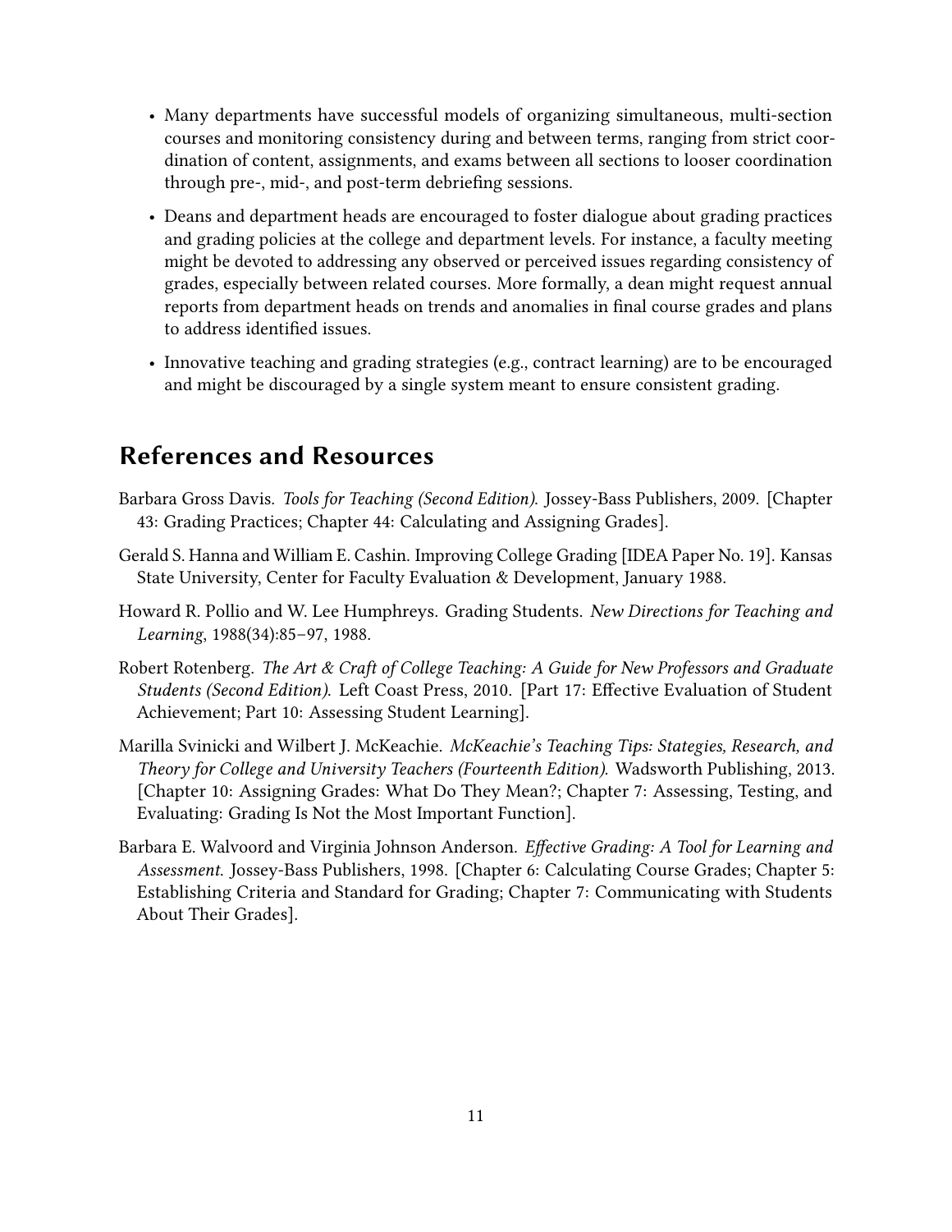- Many departments have successful models of organizing simultaneous, multi-section courses and monitoring consistency during and between terms, ranging from strict coordination of content, assignments, and exams between all sections to looser coordination through pre-, mid-, and post-term debriefing sessions.
- Deans and department heads are encouraged to foster dialogue about grading practices and grading policies at the college and department levels. For instance, a faculty meeting might be devoted to addressing any observed or perceived issues regarding consistency of grades, especially between related courses. More formally, a dean might request annual reports from department heads on trends and anomalies in final course grades and plans to address identified issues.
- Innovative teaching and grading strategies (e.g., contract learning) are to be encouraged and might be discouraged by a single system meant to ensure consistent grading.

## References and Resources

Barbara Gross Davis. *Tools for Teaching (Second Edition).* Jossey-Bass Publishers, 2009. [Chapter 43: Grading Practices; Chapter 44: Calculating and Assigning Grades].

Gerald S. Hanna and William E. Cashin. Improving College Grading [IDEA Paper No. 19]. Kansas State University, Center for Faculty Evaluation & Development, January 1988.

Howard R. Pollio and W. Lee Humphreys. Grading Students. *New Directions for Teaching and Learning*, 1988(34):85–97, 1988.

Robert Rotenberg. *The Art & Craft of College Teaching: A Guide for New Professors and Graduate Students (Second Edition).* Left Coast Press, 2010. [Part 17: Effective Evaluation of Student Achievement; Part 10: Assessing Student Learning].

Marilla Svinicki and Wilbert J. McKeachie. *McKeachie's Teaching Tips: Stategies, Research, and Theory for College and University Teachers (Fourteenth Edition).* Wadsworth Publishing, 2013. [Chapter 10: Assigning Grades: What Do They Mean?; Chapter 7: Assessing, Testing, and Evaluating: Grading Is Not the Most Important Function].

Barbara E. Walvoord and Virginia Johnson Anderson. *Effective Grading: A Tool for Learning and Assessment.* Jossey-Bass Publishers, 1998. [Chapter 6: Calculating Course Grades; Chapter 5: Establishing Criteria and Standard for Grading; Chapter 7: Communicating with Students About Their Grades].